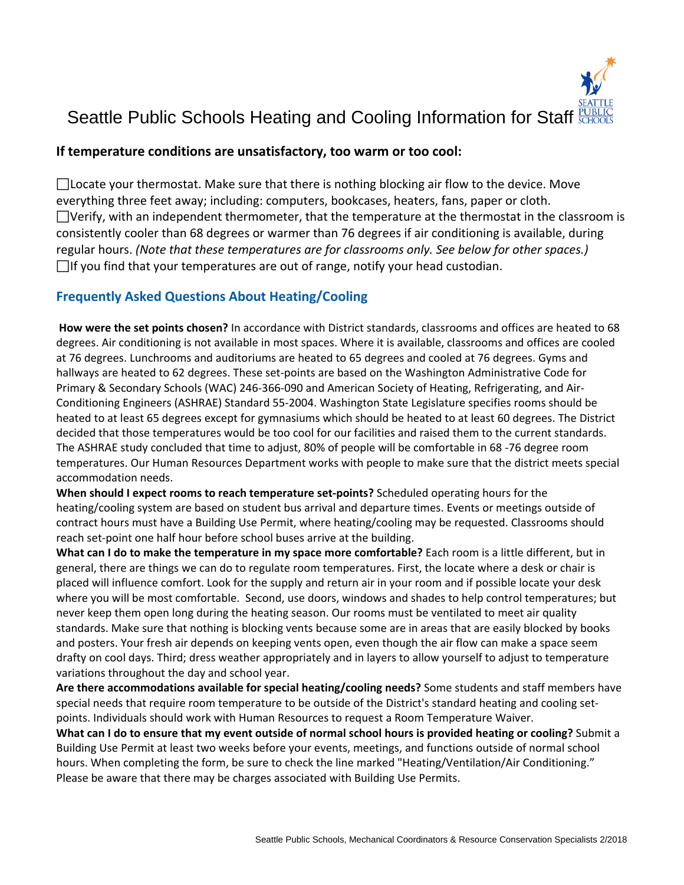# Seattle Public Schools Heating and Cooling Information for Staff

## If temperature conditions are unsatisfactory, too warm or too cool:

☐ Locate your thermostat. Make sure that there is nothing blocking air flow to the device. Move everything three feet away; including: computers, bookcases, heaters, fans, paper or cloth.
☐ Verify, with an independent thermometer, that the temperature at the thermostat in the classroom is consistently cooler than 68 degrees or warmer than 76 degrees if air conditioning is available, during regular hours. *(Note that these temperatures are for classrooms only. See below for other spaces.)*
☐ If you find that your temperatures are out of range, notify your head custodian.

## Frequently Asked Questions About Heating/Cooling

**How were the set points chosen?** In accordance with District standards, classrooms and offices are heated to 68 degrees. Air conditioning is not available in most spaces. Where it is available, classrooms and offices are cooled at 76 degrees. Lunchrooms and auditoriums are heated to 65 degrees and cooled at 76 degrees. Gyms and hallways are heated to 62 degrees. These set-points are based on the Washington Administrative Code for Primary & Secondary Schools (WAC) 246-366-090 and American Society of Heating, Refrigerating, and Air-Conditioning Engineers (ASHRAE) Standard 55-2004. Washington State Legislature specifies rooms should be heated to at least 65 degrees except for gymnasiums which should be heated to at least 60 degrees. The District decided that those temperatures would be too cool for our facilities and raised them to the current standards. The ASHRAE study concluded that time to adjust, 80% of people will be comfortable in 68 -76 degree room temperatures. Our Human Resources Department works with people to make sure that the district meets special accommodation needs.

**When should I expect rooms to reach temperature set-points?** Scheduled operating hours for the heating/cooling system are based on student bus arrival and departure times. Events or meetings outside of contract hours must have a Building Use Permit, where heating/cooling may be requested. Classrooms should reach set-point one half hour before school buses arrive at the building.

**What can I do to make the temperature in my space more comfortable?** Each room is a little different, but in general, there are things we can do to regulate room temperatures. First, the locate where a desk or chair is placed will influence comfort. Look for the supply and return air in your room and if possible locate your desk where you will be most comfortable. Second, use doors, windows and shades to help control temperatures; but never keep them open long during the heating season. Our rooms must be ventilated to meet air quality standards. Make sure that nothing is blocking vents because some are in areas that are easily blocked by books and posters. Your fresh air depends on keeping vents open, even though the air flow can make a space seem drafty on cool days. Third; dress weather appropriately and in layers to allow yourself to adjust to temperature variations throughout the day and school year.

**Are there accommodations available for special heating/cooling needs?** Some students and staff members have special needs that require room temperature to be outside of the District's standard heating and cooling set-points. Individuals should work with Human Resources to request a Room Temperature Waiver.

**What can I do to ensure that my event outside of normal school hours is provided heating or cooling?** Submit a Building Use Permit at least two weeks before your events, meetings, and functions outside of normal school hours. When completing the form, be sure to check the line marked "Heating/Ventilation/Air Conditioning." Please be aware that there may be charges associated with Building Use Permits.

Seattle Public Schools, Mechanical Coordinators & Resource Conservation Specialists 2/2018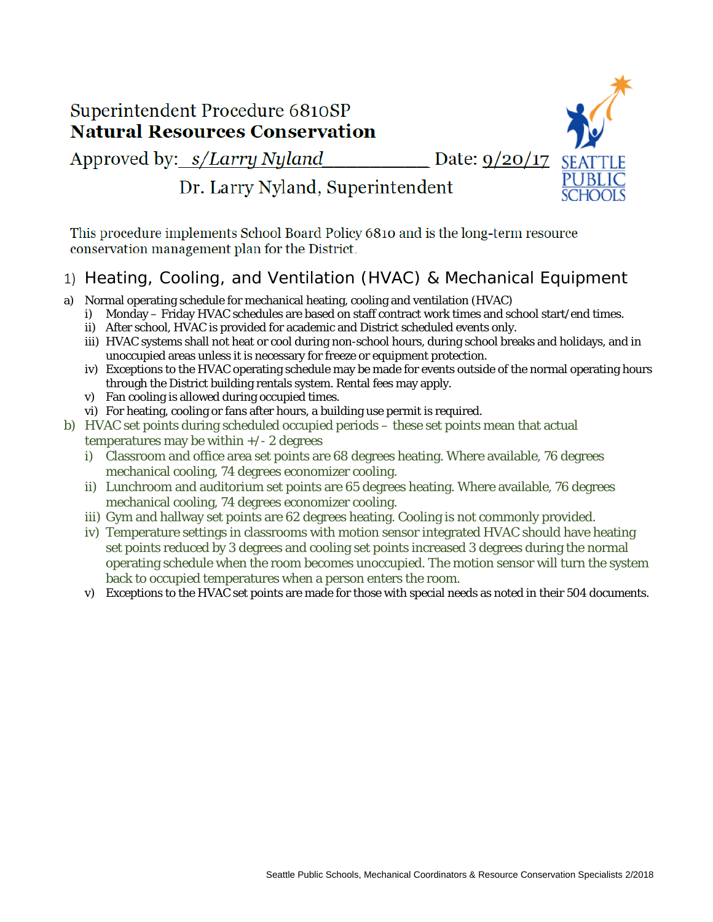Superintendent Procedure 6810SP

# Natural Resources Conservation

Approved by: _s/Larry Nyland_ Date: 9/20/17

Dr. Larry Nyland, Superintendent

This procedure implements School Board Policy 6810 and is the long-term resource conservation management plan for the District.

## 1) Heating, Cooling, and Ventilation (HVAC) & Mechanical Equipment

a) Normal operating schedule for mechanical heating, cooling and ventilation (HVAC)
   i) Monday – Friday HVAC schedules are based on staff contract work times and school start/end times.
   ii) After school, HVAC is provided for academic and District scheduled events only.
   iii) HVAC systems shall not heat or cool during non-school hours, during school breaks and holidays, and in unoccupied areas unless it is necessary for freeze or equipment protection.
   iv) Exceptions to the HVAC operating schedule may be made for events outside of the normal operating hours through the District building rentals system. Rental fees may apply.
   v) Fan cooling is allowed during occupied times.
   vi) For heating, cooling or fans after hours, a building use permit is required.

b) HVAC set points during scheduled occupied periods – these set points mean that actual temperatures may be within +/- 2 degrees
   i) Classroom and office area set points are 68 degrees heating. Where available, 76 degrees mechanical cooling, 74 degrees economizer cooling.
   ii) Lunchroom and auditorium set points are 65 degrees heating. Where available, 76 degrees mechanical cooling, 74 degrees economizer cooling.
   iii) Gym and hallway set points are 62 degrees heating. Cooling is not commonly provided.
   iv) Temperature settings in classrooms with motion sensor integrated HVAC should have heating set points reduced by 3 degrees and cooling set points increased 3 degrees during the normal operating schedule when the room becomes unoccupied. The motion sensor will turn the system back to occupied temperatures when a person enters the room.
   v) Exceptions to the HVAC set points are made for those with special needs as noted in their 504 documents.